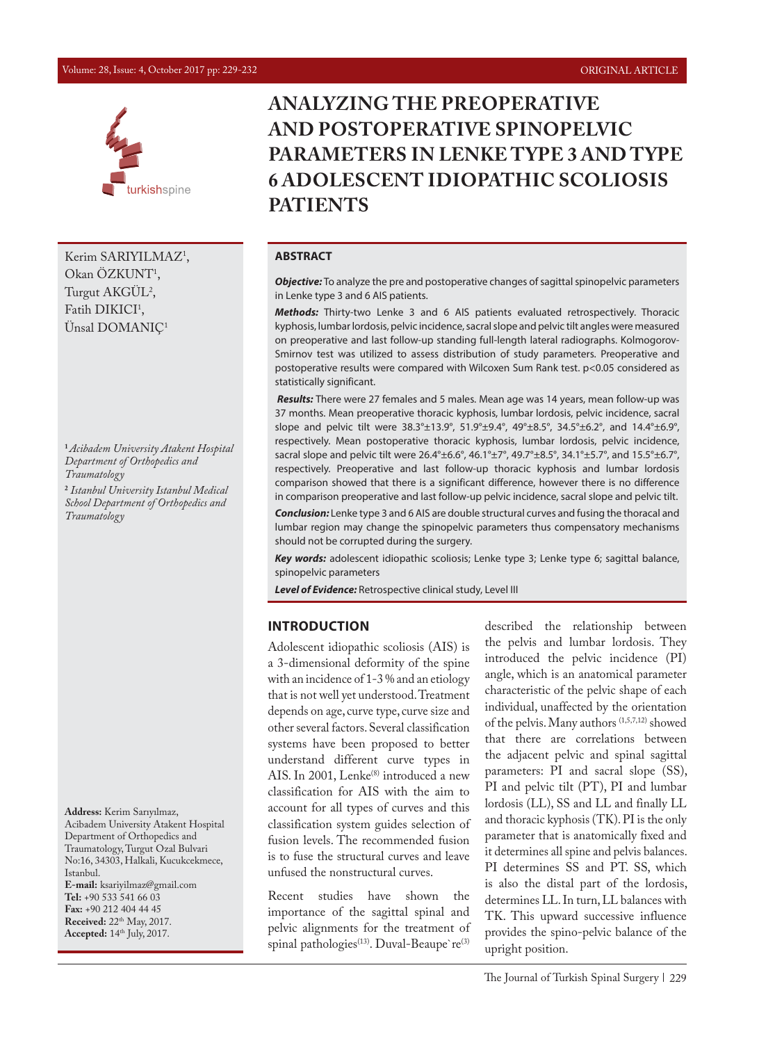ORIGINAL ARTICLE

# ANALYZING THE PREOPERATIVE AND POSTOPERATIVE SPINOPELVIC PARAMETERS IN LENKE TYPE 3 AND TYPE 6 ADOLESCENT IDIOPATHIC SCOLIOSIS PATIENTS

Kerim SARIYILMAZ[1], Okan ÖZKUNT[1], Turgut AKGÜL[2], Fatih DIKICI[1], Ünsal DOMANIÇ[1]

[1] *Acibadem University Atakent Hospital Department of Orthopedics and Traumatology*

[2] *Istanbul University Istanbul Medical School Department of Orthopedics and Traumatology*

**Address:** Kerim Sarıyılmaz, Acibadem University Atakent Hospital Department of Orthopedics and Traumatology, Turgut Ozal Bulvari No:16, 34303, Halkali, Kucukcekmece, Istanbul.
**E-mail:** ksariyilmaz@gmail.com
**Tel:** +90 533 541 66 03
**Fax:** +90 212 404 44 45
**Received:** 22th May, 2017.
**Accepted:** 14th July, 2017.

## ABSTRACT

***Objective:*** To analyze the pre and postoperative changes of sagittal spinopelvic parameters in Lenke type 3 and 6 AIS patients.

***Methods:*** Thirty-two Lenke 3 and 6 AIS patients evaluated retrospectively. Thoracic kyphosis, lumbar lordosis, pelvic incidence, sacral slope and pelvic tilt angles were measured on preoperative and last follow-up standing full-length lateral radiographs. Kolmogorov-Smirnov test was utilized to assess distribution of study parameters. Preoperative and postoperative results were compared with Wilcoxen Sum Rank test. $p<0.05$ considered as statistically significant.

***Results:*** There were 27 females and 5 males. Mean age was 14 years, mean follow-up was 37 months. Mean preoperative thoracic kyphosis, lumbar lordosis, pelvic incidence, sacral slope and pelvic tilt were 38.3°±13.9°, 51.9°±9.4°, 49°±8.5°, 34.5°±6.2°, and 14.4°±6.9°, respectively. Mean postoperative thoracic kyphosis, lumbar lordosis, pelvic incidence, sacral slope and pelvic tilt were 26.4°±6.6°, 46.1°±7°, 49.7°±8.5°, 34.1°±5.7°, and 15.5°±6.7°, respectively. Preoperative and last follow-up thoracic kyphosis and lumbar lordosis comparison showed that there is a significant difference, however there is no difference in comparison preoperative and last follow-up pelvic incidence, sacral slope and pelvic tilt.

***Conclusion:*** Lenke type 3 and 6 AIS are double structural curves and fusing the thoracal and lumbar region may change the spinopelvic parameters thus compensatory mechanisms should not be corrupted during the surgery.

***Key words:*** adolescent idiopathic scoliosis; Lenke type 3; Lenke type 6; sagittal balance, spinopelvic parameters

***Level of Evidence:*** Retrospective clinical study, Level III

## INTRODUCTION

Adolescent idiopathic scoliosis (AIS) is a 3-dimensional deformity of the spine with an incidence of 1-3 % and an etiology that is not well yet understood. Treatment depends on age, curve type, curve size and other several factors. Several classification systems have been proposed to better understand different curve types in AIS. In 2001, Lenke[8] introduced a new classification for AIS with the aim to account for all types of curves and this classification system guides selection of fusion levels. The recommended fusion is to fuse the structural curves and leave unfused the nonstructural curves.

Recent studies have shown the importance of the sagittal spinal and pelvic alignments for the treatment of spinal pathologies[13]. Duval-Beaupe`re[3] described the relationship between the pelvis and lumbar lordosis. They introduced the pelvic incidence (PI) angle, which is an anatomical parameter characteristic of the pelvic shape of each individual, unaffected by the orientation of the pelvis. Many authors [1,5,7,12] showed that there are correlations between the adjacent pelvic and spinal sagittal parameters: PI and sacral slope (SS), PI and pelvic tilt (PT), PI and lumbar lordosis (LL), SS and LL and finally LL and thoracic kyphosis (TK). PI is the only parameter that is anatomically fixed and it determines all spine and pelvis balances. PI determines SS and PT. SS, which is also the distal part of the lordosis, determines LL. In turn, LL balances with TK. This upward successive influence provides the spino-pelvic balance of the upright position.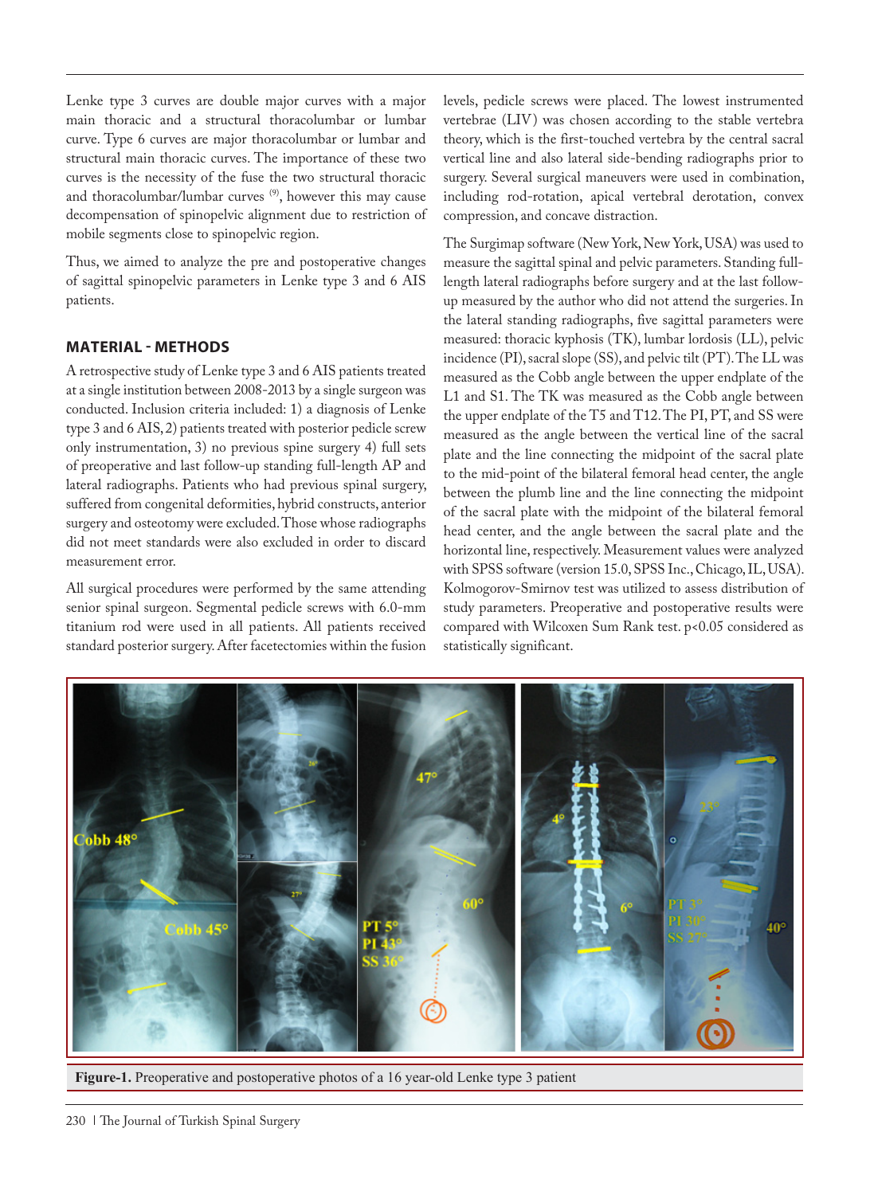Lenke type 3 curves are double major curves with a major main thoracic and a structural thoracolumbar or lumbar curve. Type 6 curves are major thoracolumbar or lumbar and structural main thoracic curves. The importance of these two curves is the necessity of the fuse the two structural thoracic and thoracolumbar/lumbar curves [9], however this may cause decompensation of spinopelvic alignment due to restriction of mobile segments close to spinopelvic region.

Thus, we aimed to analyze the pre and postoperative changes of sagittal spinopelvic parameters in Lenke type 3 and 6 AIS patients.

## MATERIAL - METHODS

A retrospective study of Lenke type 3 and 6 AIS patients treated at a single institution between 2008-2013 by a single surgeon was conducted. Inclusion criteria included: 1) a diagnosis of Lenke type 3 and 6 AIS, 2) patients treated with posterior pedicle screw only instrumentation, 3) no previous spine surgery 4) full sets of preoperative and last follow-up standing full-length AP and lateral radiographs. Patients who had previous spinal surgery, suffered from congenital deformities, hybrid constructs, anterior surgery and osteotomy were excluded. Those whose radiographs did not meet standards were also excluded in order to discard measurement error.

All surgical procedures were performed by the same attending senior spinal surgeon. Segmental pedicle screws with 6.0-mm titanium rod were used in all patients. All patients received standard posterior surgery. After facetectomies within the fusion levels, pedicle screws were placed. The lowest instrumented vertebrae (LIV) was chosen according to the stable vertebra theory, which is the first-touched vertebra by the central sacral vertical line and also lateral side-bending radiographs prior to surgery. Several surgical maneuvers were used in combination, including rod-rotation, apical vertebral derotation, convex compression, and concave distraction.

The Surgimap software (New York, New York, USA) was used to measure the sagittal spinal and pelvic parameters. Standing full-length lateral radiographs before surgery and at the last follow-up measured by the author who did not attend the surgeries. In the lateral standing radiographs, five sagittal parameters were measured: thoracic kyphosis (TK), lumbar lordosis (LL), pelvic incidence (PI), sacral slope (SS), and pelvic tilt (PT). The LL was measured as the Cobb angle between the upper endplate of the L1 and S1. The TK was measured as the Cobb angle between the upper endplate of the T5 and T12. The PI, PT, and SS were measured as the angle between the vertical line of the sacral plate and the line connecting the midpoint of the sacral plate to the mid-point of the bilateral femoral head center, the angle between the plumb line and the line connecting the midpoint of the sacral plate with the midpoint of the bilateral femoral head center, and the angle between the sacral plate and the horizontal line, respectively. Measurement values were analyzed with SPSS software (version 15.0, SPSS Inc., Chicago, IL, USA). Kolmogorov-Smirnov test was utilized to assess distribution of study parameters. Preoperative and postoperative results were compared with Wilcoxen Sum Rank test. $p<0.05$ considered as statistically significant.

**Figure-1.** Preoperative and postoperative photos of a 16 year-old Lenke type 3 patient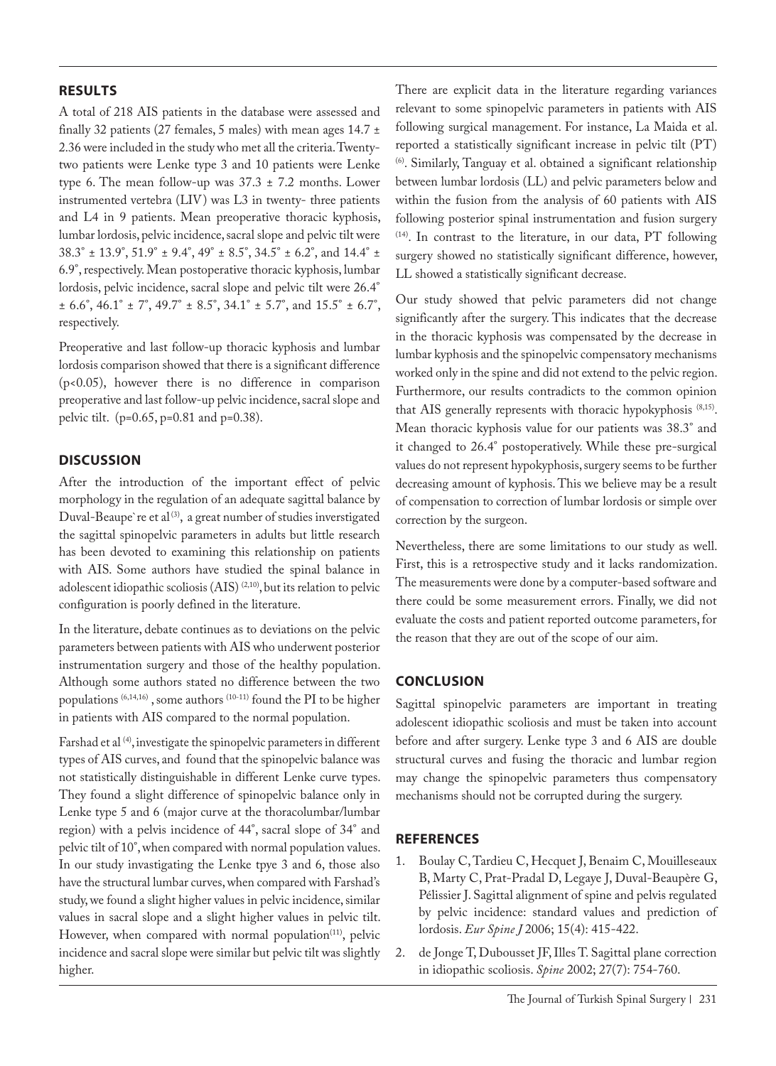## RESULTS

A total of 218 AIS patients in the database were assessed and finally 32 patients (27 females, 5 males) with mean ages 14.7 ± 2.36 were included in the study who met all the criteria. Twenty-two patients were Lenke type 3 and 10 patients were Lenke type 6. The mean follow-up was 37.3 ± 7.2 months. Lower instrumented vertebra (LIV) was L3 in twenty- three patients and L4 in 9 patients. Mean preoperative thoracic kyphosis, lumbar lordosis, pelvic incidence, sacral slope and pelvic tilt were 38.3˚ ± 13.9˚, 51.9˚ ± 9.4˚, 49˚ ± 8.5˚, 34.5˚ ± 6.2˚, and 14.4˚ ± 6.9˚, respectively. Mean postoperative thoracic kyphosis, lumbar lordosis, pelvic incidence, sacral slope and pelvic tilt were 26.4˚ ± 6.6˚, 46.1˚ ± 7˚, 49.7˚ ± 8.5˚, 34.1˚ ± 5.7˚, and 15.5˚ ± 6.7˚, respectively.

Preoperative and last follow-up thoracic kyphosis and lumbar lordosis comparison showed that there is a significant difference ($p<0.05$), however there is no difference in comparison preoperative and last follow-up pelvic incidence, sacral slope and pelvic tilt. ($p=0.65$, $p=0.81$ and $p=0.38$).

## DISCUSSION

After the introduction of the important effect of pelvic morphology in the regulation of an adequate sagittal balance by Duval-Beaupe`re et al[3], a great number of studies inverstigated the sagittal spinopelvic parameters in adults but little research has been devoted to examining this relationship on patients with AIS. Some authors have studied the spinal balance in adolescent idiopathic scoliosis (AIS) [2,10], but its relation to pelvic configuration is poorly defined in the literature.

In the literature, debate continues as to deviations on the pelvic parameters between patients with AIS who underwent posterior instrumentation surgery and those of the healthy population. Although some authors stated no difference between the two populations [6,14,16] , some authors [10-11] found the PI to be higher in patients with AIS compared to the normal population.

Farshad et al [4], investigate the spinopelvic parameters in different types of AIS curves, and found that the spinopelvic balance was not statistically distinguishable in different Lenke curve types. They found a slight difference of spinopelvic balance only in Lenke type 5 and 6 (major curve at the thoracolumbar/lumbar region) with a pelvis incidence of 44˚, sacral slope of 34˚ and pelvic tilt of 10˚, when compared with normal population values. In our study invastigating the Lenke tpye 3 and 6, those also have the structural lumbar curves, when compared with Farshad's study, we found a slight higher values in pelvic incidence, similar values in sacral slope and a slight higher values in pelvic tilt. However, when compared with normal population[11], pelvic incidence and sacral slope were similar but pelvic tilt was slightly higher.

There are explicit data in the literature regarding variances relevant to some spinopelvic parameters in patients with AIS following surgical management. For instance, La Maida et al. reported a statistically significant increase in pelvic tilt (PT) [6]. Similarly, Tanguay et al. obtained a significant relationship between lumbar lordosis (LL) and pelvic parameters below and within the fusion from the analysis of 60 patients with AIS following posterior spinal instrumentation and fusion surgery [14]. In contrast to the literature, in our data, PT following surgery showed no statistically significant difference, however, LL showed a statistically significant decrease.

Our study showed that pelvic parameters did not change significantly after the surgery. This indicates that the decrease in the thoracic kyphosis was compensated by the decrease in lumbar kyphosis and the spinopelvic compensatory mechanisms worked only in the spine and did not extend to the pelvic region. Furthermore, our results contradicts to the common opinion that AIS generally represents with thoracic hypokyphosis [8,15]. Mean thoracic kyphosis value for our patients was 38.3˚ and it changed to 26.4˚ postoperatively. While these pre-surgical values do not represent hypokyphosis, surgery seems to be further decreasing amount of kyphosis. This we believe may be a result of compensation to correction of lumbar lordosis or simple over correction by the surgeon.

Nevertheless, there are some limitations to our study as well. First, this is a retrospective study and it lacks randomization. The measurements were done by a computer-based software and there could be some measurement errors. Finally, we did not evaluate the costs and patient reported outcome parameters, for the reason that they are out of the scope of our aim.

## CONCLUSION

Sagittal spinopelvic parameters are important in treating adolescent idiopathic scoliosis and must be taken into account before and after surgery. Lenke type 3 and 6 AIS are double structural curves and fusing the thoracic and lumbar region may change the spinopelvic parameters thus compensatory mechanisms should not be corrupted during the surgery.

## REFERENCES

1. Boulay C, Tardieu C, Hecquet J, Benaim C, Mouilleseaux B, Marty C, Prat-Pradal D, Legaye J, Duval-Beaupère G, Pélissier J. Sagittal alignment of spine and pelvis regulated by pelvic incidence: standard values and prediction of lordosis. *Eur Spine J* 2006; 15(4): 415-422.
2. de Jonge T, Dubousset JF, Illes T. Sagittal plane correction in idiopathic scoliosis. *Spine* 2002; 27(7): 754-760.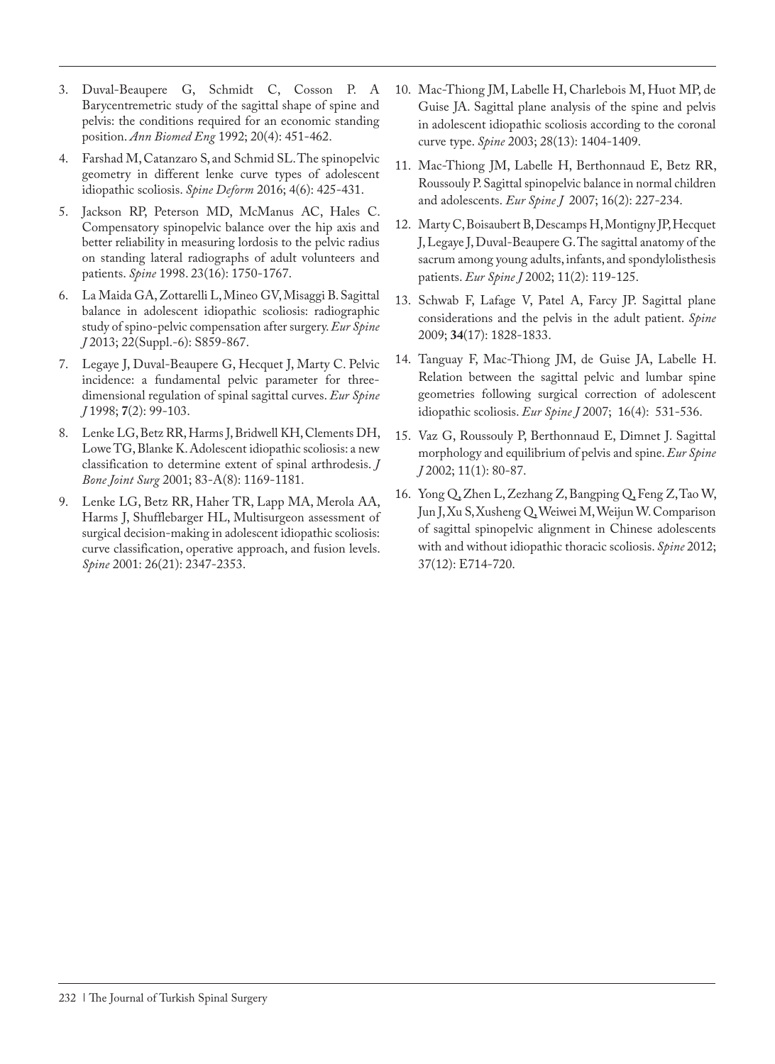3. Duval-Beaupere G, Schmidt C, Cosson P. A Barycentremetric study of the sagittal shape of spine and pelvis: the conditions required for an economic standing position. *Ann Biomed Eng* 1992; 20(4): 451-462.

4. Farshad M, Catanzaro S, and Schmid SL. The spinopelvic geometry in different lenke curve types of adolescent idiopathic scoliosis. *Spine Deform* 2016; 4(6): 425-431.

5. Jackson RP, Peterson MD, McManus AC, Hales C. Compensatory spinopelvic balance over the hip axis and better reliability in measuring lordosis to the pelvic radius on standing lateral radiographs of adult volunteers and patients. *Spine* 1998. 23(16): 1750-1767.

6. La Maida GA, Zottarelli L, Mineo GV, Misaggi B. Sagittal balance in adolescent idiopathic scoliosis: radiographic study of spino-pelvic compensation after surgery. *Eur Spine J* 2013; 22(Suppl.-6): S859-867.

7. Legaye J, Duval-Beaupere G, Hecquet J, Marty C. Pelvic incidence: a fundamental pelvic parameter for three-dimensional regulation of spinal sagittal curves. *Eur Spine J* 1998; **7**(2): 99-103.

8. Lenke LG, Betz RR, Harms J, Bridwell KH, Clements DH, Lowe TG, Blanke K. Adolescent idiopathic scoliosis: a new classification to determine extent of spinal arthrodesis. *J Bone Joint Surg* 2001; 83-A(8): 1169-1181.

9. Lenke LG, Betz RR, Haher TR, Lapp MA, Merola AA, Harms J, Shufflebarger HL, Multisurgeon assessment of surgical decision-making in adolescent idiopathic scoliosis: curve classification, operative approach, and fusion levels. *Spine* 2001: 26(21): 2347-2353.

10. Mac-Thiong JM, Labelle H, Charlebois M, Huot MP, de Guise JA. Sagittal plane analysis of the spine and pelvis in adolescent idiopathic scoliosis according to the coronal curve type. *Spine* 2003; 28(13): 1404-1409.

11. Mac-Thiong JM, Labelle H, Berthonnaud E, Betz RR, Roussouly P. Sagittal spinopelvic balance in normal children and adolescents. *Eur Spine J* 2007; 16(2): 227-234.

12. Marty C, Boisaubert B, Descamps H, Montigny JP, Hecquet J, Legaye J, Duval-Beaupere G. The sagittal anatomy of the sacrum among young adults, infants, and spondylolisthesis patients. *Eur Spine J* 2002; 11(2): 119-125.

13. Schwab F, Lafage V, Patel A, Farcy JP. Sagittal plane considerations and the pelvis in the adult patient. *Spine* 2009; **34**(17): 1828-1833.

14. Tanguay F, Mac-Thiong JM, de Guise JA, Labelle H. Relation between the sagittal pelvic and lumbar spine geometries following surgical correction of adolescent idiopathic scoliosis. *Eur Spine J* 2007; 16(4): 531-536.

15. Vaz G, Roussouly P, Berthonnaud E, Dimnet J. Sagittal morphology and equilibrium of pelvis and spine. *Eur Spine J* 2002; 11(1): 80-87.

16. Yong Q, Zhen L, Zezhang Z, Bangping Q, Feng Z, Tao W, Jun J, Xu S, Xusheng Q, Weiwei M, Weijun W. Comparison of sagittal spinopelvic alignment in Chinese adolescents with and without idiopathic thoracic scoliosis. *Spine* 2012; 37(12): E714-720.